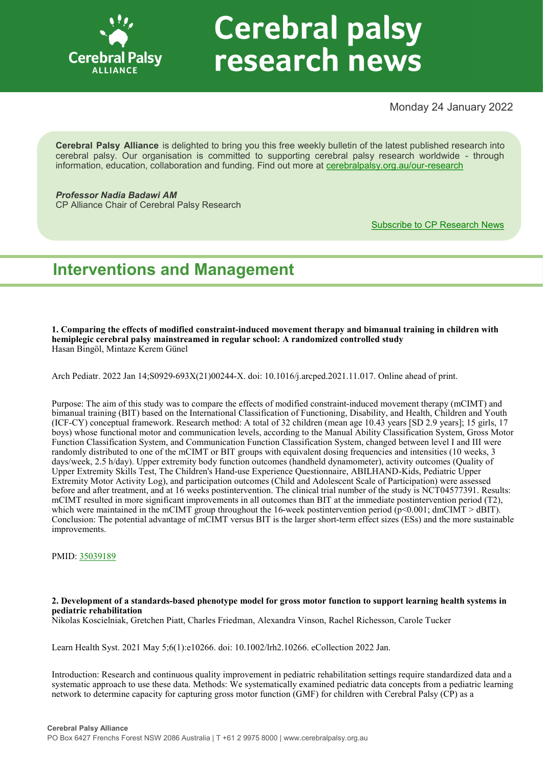# Cerebral palsy research news

Monday 24 January 2022

**Cerebral Palsy Alliance** is delighted to bring you this free weekly bulletin of the latest published research into cerebral palsy. Our organisation is committed to supporting cerebral palsy research worldwide - through information, education, collaboration and funding. Find out more at [cerebralpalsy.org.au/our-research](cerebralpalsy.org.au/our-research)

***Professor Nadia Badawi AM***
CP Alliance Chair of Cerebral Palsy Research

Subscribe to CP Research News

## Interventions and Management

**1. Comparing the effects of modified constraint-induced movement therapy and bimanual training in children with hemiplegic cerebral palsy mainstreamed in regular school: A randomized controlled study**
Hasan Bingöl, Mintaze Kerem Günel

Arch Pediatr. 2022 Jan 14;S0929-693X(21)00244-X. doi: 10.1016/j.arcped.2021.11.017. Online ahead of print.

Purpose: The aim of this study was to compare the effects of modified constraint-induced movement therapy (mCIMT) and bimanual training (BIT) based on the International Classification of Functioning, Disability, and Health, Children and Youth (ICF-CY) conceptual framework. Research method: A total of 32 children (mean age 10.43 years [SD 2.9 years]; 15 girls, 17 boys) whose functional motor and communication levels, according to the Manual Ability Classification System, Gross Motor Function Classification System, and Communication Function Classification System, changed between level I and III were randomly distributed to one of the mCIMT or BIT groups with equivalent dosing frequencies and intensities (10 weeks, 3 days/week, 2.5 h/day). Upper extremity body function outcomes (handheld dynamometer), activity outcomes (Quality of Upper Extremity Skills Test, The Children's Hand-use Experience Questionnaire, ABILHAND-Kids, Pediatric Upper Extremity Motor Activity Log), and participation outcomes (Child and Adolescent Scale of Participation) were assessed before and after treatment, and at 16 weeks postintervention. The clinical trial number of the study is NCT04577391. Results: mCIMT resulted in more significant improvements in all outcomes than BIT at the immediate postintervention period (T2), which were maintained in the mCIMT group throughout the 16-week postintervention period ($p<0.001$; dmCIMT > dBIT). Conclusion: The potential advantage of mCIMT versus BIT is the larger short-term effect sizes (ESs) and the more sustainable improvements.

PMID: [35039189](35039189)

**2. Development of a standards-based phenotype model for gross motor function to support learning health systems in pediatric rehabilitation**
Nikolas Koscielniak, Gretchen Piatt, Charles Friedman, Alexandra Vinson, Rachel Richesson, Carole Tucker

Learn Health Syst. 2021 May 5;6(1):e10266. doi: 10.1002/lrh2.10266. eCollection 2022 Jan.

Introduction: Research and continuous quality improvement in pediatric rehabilitation settings require standardized data and a systematic approach to use these data. Methods: We systematically examined pediatric data concepts from a pediatric learning network to determine capacity for capturing gross motor function (GMF) for children with Cerebral Palsy (CP) as a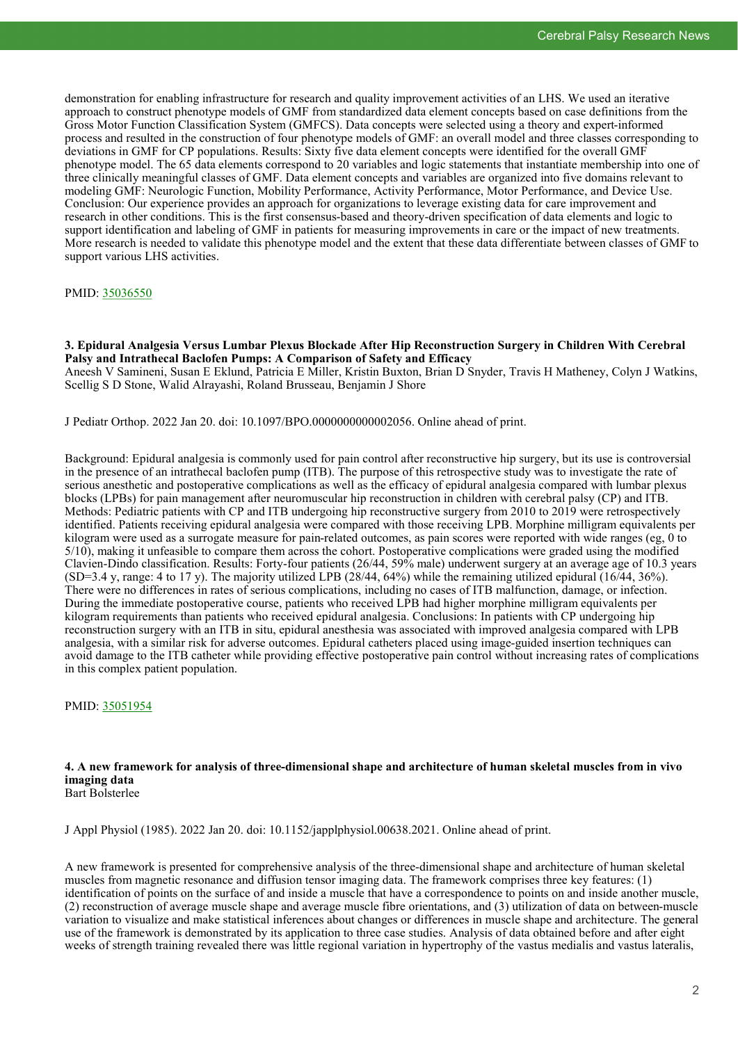demonstration for enabling infrastructure for research and quality improvement activities of an LHS. We used an iterative approach to construct phenotype models of GMF from standardized data element concepts based on case definitions from the Gross Motor Function Classification System (GMFCS). Data concepts were selected using a theory and expert-informed process and resulted in the construction of four phenotype models of GMF: an overall model and three classes corresponding to deviations in GMF for CP populations. Results: Sixty five data element concepts were identified for the overall GMF phenotype model. The 65 data elements correspond to 20 variables and logic statements that instantiate membership into one of three clinically meaningful classes of GMF. Data element concepts and variables are organized into five domains relevant to modeling GMF: Neurologic Function, Mobility Performance, Activity Performance, Motor Performance, and Device Use. Conclusion: Our experience provides an approach for organizations to leverage existing data for care improvement and research in other conditions. This is the first consensus-based and theory-driven specification of data elements and logic to support identification and labeling of GMF in patients for measuring improvements in care or the impact of new treatments. More research is needed to validate this phenotype model and the extent that these data differentiate between classes of GMF to support various LHS activities.

PMID: [35036550](https://pubmed.ncbi.nlm.nih.gov/35036550)

### 3. Epidural Analgesia Versus Lumbar Plexus Blockade After Hip Reconstruction Surgery in Children With Cerebral Palsy and Intrathecal Baclofen Pumps: A Comparison of Safety and Efficacy

Aneesh V Samineni, Susan E Eklund, Patricia E Miller, Kristin Buxton, Brian D Snyder, Travis H Matheney, Colyn J Watkins, Scellig S D Stone, Walid Alrayashi, Roland Brusseau, Benjamin J Shore

J Pediatr Orthop. 2022 Jan 20. doi: 10.1097/BPO.0000000000002056. Online ahead of print.

Background: Epidural analgesia is commonly used for pain control after reconstructive hip surgery, but its use is controversial in the presence of an intrathecal baclofen pump (ITB). The purpose of this retrospective study was to investigate the rate of serious anesthetic and postoperative complications as well as the efficacy of epidural analgesia compared with lumbar plexus blocks (LPBs) for pain management after neuromuscular hip reconstruction in children with cerebral palsy (CP) and ITB. Methods: Pediatric patients with CP and ITB undergoing hip reconstructive surgery from 2010 to 2019 were retrospectively identified. Patients receiving epidural analgesia were compared with those receiving LPB. Morphine milligram equivalents per kilogram were used as a surrogate measure for pain-related outcomes, as pain scores were reported with wide ranges (eg, 0 to 5/10), making it unfeasible to compare them across the cohort. Postoperative complications were graded using the modified Clavien-Dindo classification. Results: Forty-four patients (26/44, 59% male) underwent surgery at an average age of 10.3 years (SD=3.4 y, range: 4 to 17 y). The majority utilized LPB (28/44, 64%) while the remaining utilized epidural (16/44, 36%). There were no differences in rates of serious complications, including no cases of ITB malfunction, damage, or infection. During the immediate postoperative course, patients who received LPB had higher morphine milligram equivalents per kilogram requirements than patients who received epidural analgesia. Conclusions: In patients with CP undergoing hip reconstruction surgery with an ITB in situ, epidural anesthesia was associated with improved analgesia compared with LPB analgesia, with a similar risk for adverse outcomes. Epidural catheters placed using image-guided insertion techniques can avoid damage to the ITB catheter while providing effective postoperative pain control without increasing rates of complications in this complex patient population.

PMID: [35051954](https://pubmed.ncbi.nlm.nih.gov/35051954)

### 4. A new framework for analysis of three-dimensional shape and architecture of human skeletal muscles from in vivo imaging data

Bart Bolsterlee

J Appl Physiol (1985). 2022 Jan 20. doi: 10.1152/japplphysiol.00638.2021. Online ahead of print.

A new framework is presented for comprehensive analysis of the three-dimensional shape and architecture of human skeletal muscles from magnetic resonance and diffusion tensor imaging data. The framework comprises three key features: (1) identification of points on the surface of and inside a muscle that have a correspondence to points on and inside another muscle, (2) reconstruction of average muscle shape and average muscle fibre orientations, and (3) utilization of data on between-muscle variation to visualize and make statistical inferences about changes or differences in muscle shape and architecture. The general use of the framework is demonstrated by its application to three case studies. Analysis of data obtained before and after eight weeks of strength training revealed there was little regional variation in hypertrophy of the vastus medialis and vastus lateralis,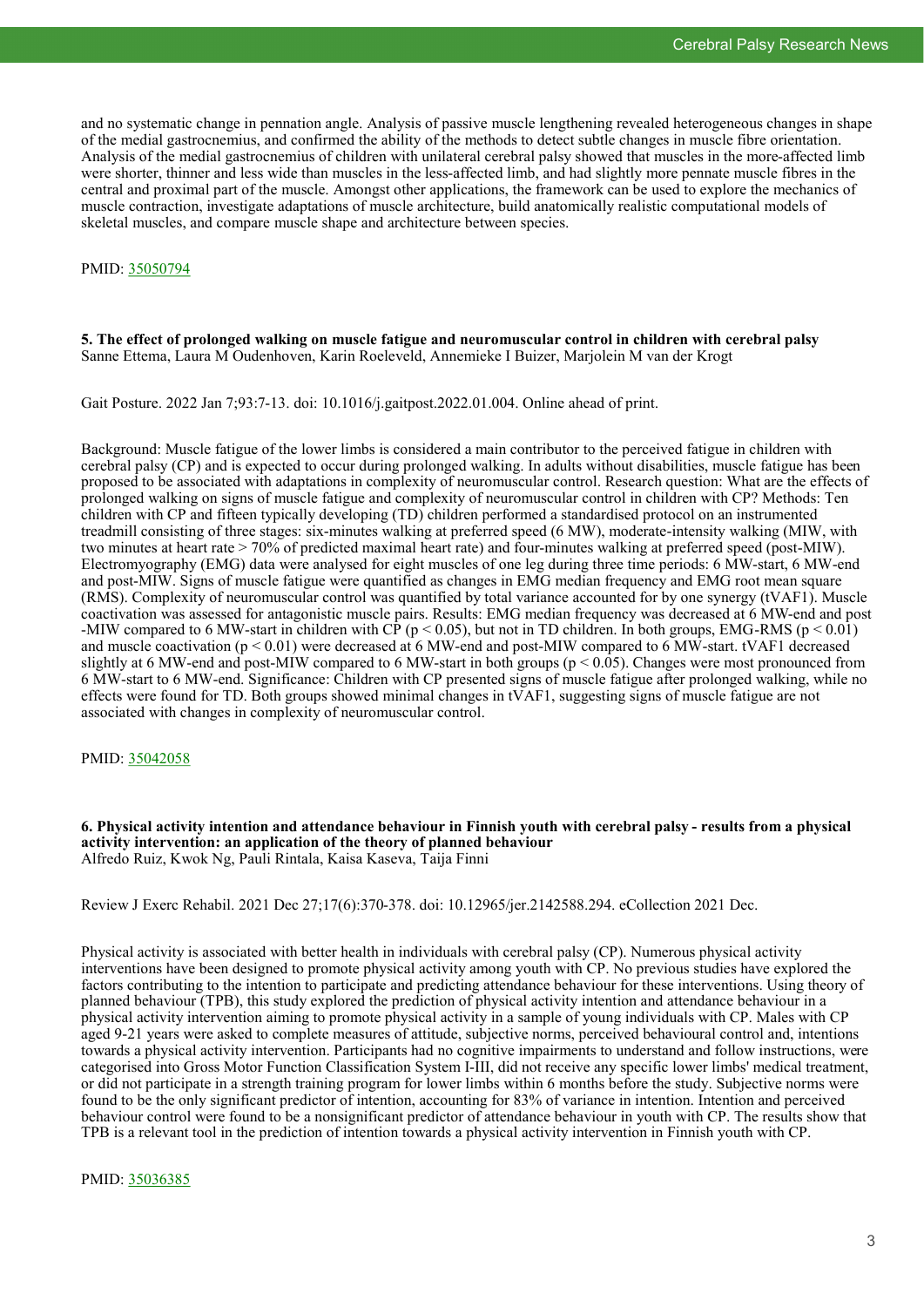and no systematic change in pennation angle. Analysis of passive muscle lengthening revealed heterogeneous changes in shape of the medial gastrocnemius, and confirmed the ability of the methods to detect subtle changes in muscle fibre orientation. Analysis of the medial gastrocnemius of children with unilateral cerebral palsy showed that muscles in the more-affected limb were shorter, thinner and less wide than muscles in the less-affected limb, and had slightly more pennate muscle fibres in the central and proximal part of the muscle. Amongst other applications, the framework can be used to explore the mechanics of muscle contraction, investigate adaptations of muscle architecture, build anatomically realistic computational models of skeletal muscles, and compare muscle shape and architecture between species.

PMID: [35050794](https://pubmed.ncbi.nlm.nih.gov/35050794)

**5. The effect of prolonged walking on muscle fatigue and neuromuscular control in children with cerebral palsy**
Sanne Ettema, Laura M Oudenhoven, Karin Roeleveld, Annemieke I Buizer, Marjolein M van der Krogt

Gait Posture. 2022 Jan 7;93:7-13. doi: 10.1016/j.gaitpost.2022.01.004. Online ahead of print.

Background: Muscle fatigue of the lower limbs is considered a main contributor to the perceived fatigue in children with cerebral palsy (CP) and is expected to occur during prolonged walking. In adults without disabilities, muscle fatigue has been proposed to be associated with adaptations in complexity of neuromuscular control. Research question: What are the effects of prolonged walking on signs of muscle fatigue and complexity of neuromuscular control in children with CP? Methods: Ten children with CP and fifteen typically developing (TD) children performed a standardised protocol on an instrumented treadmill consisting of three stages: six-minutes walking at preferred speed (6 MW), moderate-intensity walking (MIW, with two minutes at heart rate > 70% of predicted maximal heart rate) and four-minutes walking at preferred speed (post-MIW). Electromyography (EMG) data were analysed for eight muscles of one leg during three time periods: 6 MW-start, 6 MW-end and post-MIW. Signs of muscle fatigue were quantified as changes in EMG median frequency and EMG root mean square (RMS). Complexity of neuromuscular control was quantified by total variance accounted for by one synergy (tVAF1). Muscle coactivation was assessed for antagonistic muscle pairs. Results: EMG median frequency was decreased at 6 MW-end and post -MIW compared to 6 MW-start in children with CP ($p < 0.05$), but not in TD children. In both groups, EMG-RMS ($p < 0.01$) and muscle coactivation ($p < 0.01$) were decreased at 6 MW-end and post-MIW compared to 6 MW-start. tVAF1 decreased slightly at 6 MW-end and post-MIW compared to 6 MW-start in both groups ($p < 0.05$). Changes were most pronounced from 6 MW-start to 6 MW-end. Significance: Children with CP presented signs of muscle fatigue after prolonged walking, while no effects were found for TD. Both groups showed minimal changes in tVAF1, suggesting signs of muscle fatigue are not associated with changes in complexity of neuromuscular control.

PMID: [35042058](https://pubmed.ncbi.nlm.nih.gov/35042058)

**6. Physical activity intention and attendance behaviour in Finnish youth with cerebral palsy - results from a physical activity intervention: an application of the theory of planned behaviour**
Alfredo Ruiz, Kwok Ng, Pauli Rintala, Kaisa Kaseva, Taija Finni

Review J Exerc Rehabil. 2021 Dec 27;17(6):370-378. doi: 10.12965/jer.2142588.294. eCollection 2021 Dec.

Physical activity is associated with better health in individuals with cerebral palsy (CP). Numerous physical activity interventions have been designed to promote physical activity among youth with CP. No previous studies have explored the factors contributing to the intention to participate and predicting attendance behaviour for these interventions. Using theory of planned behaviour (TPB), this study explored the prediction of physical activity intention and attendance behaviour in a physical activity intervention aiming to promote physical activity in a sample of young individuals with CP. Males with CP aged 9-21 years were asked to complete measures of attitude, subjective norms, perceived behavioural control and, intentions towards a physical activity intervention. Participants had no cognitive impairments to understand and follow instructions, were categorised into Gross Motor Function Classification System I-III, did not receive any specific lower limbs' medical treatment, or did not participate in a strength training program for lower limbs within 6 months before the study. Subjective norms were found to be the only significant predictor of intention, accounting for 83% of variance in intention. Intention and perceived behaviour control were found to be a nonsignificant predictor of attendance behaviour in youth with CP. The results show that TPB is a relevant tool in the prediction of intention towards a physical activity intervention in Finnish youth with CP.

PMID: [35036385](https://pubmed.ncbi.nlm.nih.gov/35036385)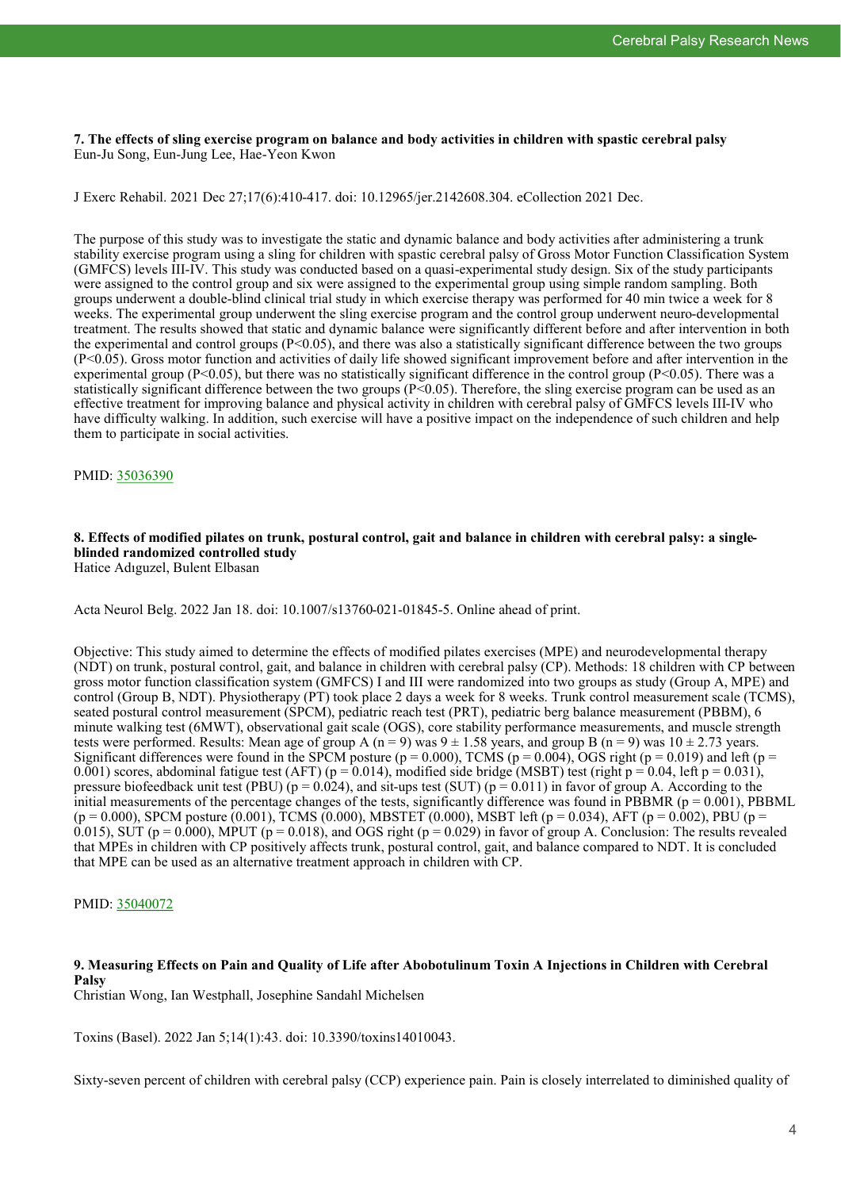### 7. The effects of sling exercise program on balance and body activities in children with spastic cerebral palsy

Eun-Ju Song, Eun-Jung Lee, Hae-Yeon Kwon

J Exerc Rehabil. 2021 Dec 27;17(6):410-417. doi: 10.12965/jer.2142608.304. eCollection 2021 Dec.

The purpose of this study was to investigate the static and dynamic balance and body activities after administering a trunk stability exercise program using a sling for children with spastic cerebral palsy of Gross Motor Function Classification System (GMFCS) levels III-IV. This study was conducted based on a quasi-experimental study design. Six of the study participants were assigned to the control group and six were assigned to the experimental group using simple random sampling. Both groups underwent a double-blind clinical trial study in which exercise therapy was performed for 40 min twice a week for 8 weeks. The experimental group underwent the sling exercise program and the control group underwent neuro-developmental treatment. The results showed that static and dynamic balance were significantly different before and after intervention in both the experimental and control groups ($P<0.05$), and there was also a statistically significant difference between the two groups ($P<0.05$). Gross motor function and activities of daily life showed significant improvement before and after intervention in the experimental group ($P<0.05$), but there was no statistically significant difference in the control group ($P<0.05$). There was a statistically significant difference between the two groups ($P<0.05$). Therefore, the sling exercise program can be used as an effective treatment for improving balance and physical activity in children with cerebral palsy of GMFCS levels III-IV who have difficulty walking. In addition, such exercise will have a positive impact on the independence of such children and help them to participate in social activities.

PMID: 35036390

### 8. Effects of modified pilates on trunk, postural control, gait and balance in children with cerebral palsy: a single-blinded randomized controlled study

Hatice Adıguzel, Bulent Elbasan

Acta Neurol Belg. 2022 Jan 18. doi: 10.1007/s13760-021-01845-5. Online ahead of print.

Objective: This study aimed to determine the effects of modified pilates exercises (MPE) and neurodevelopmental therapy (NDT) on trunk, postural control, gait, and balance in children with cerebral palsy (CP). Methods: 18 children with CP between gross motor function classification system (GMFCS) I and III were randomized into two groups as study (Group A, MPE) and control (Group B, NDT). Physiotherapy (PT) took place 2 days a week for 8 weeks. Trunk control measurement scale (TCMS), seated postural control measurement (SPCM), pediatric reach test (PRT), pediatric berg balance measurement (PBBM), 6 minute walking test (6MWT), observational gait scale (OGS), core stability performance measurements, and muscle strength tests were performed. Results: Mean age of group A ($n = 9$) was $9 \pm 1.58$ years, and group B ($n = 9$) was $10 \pm 2.73$ years. Significant differences were found in the SPCM posture ($p = 0.000$), TCMS ($p = 0.004$), OGS right ($p = 0.019$) and left ($p = 0.001$) scores, abdominal fatigue test (AFT) ($p = 0.014$), modified side bridge (MSBT) test (right $p = 0.04$, left $p = 0.031$), pressure biofeedback unit test (PBU) ($p = 0.024$), and sit-ups test (SUT) ($p = 0.011$) in favor of group A. According to the initial measurements of the percentage changes of the tests, significantly difference was found in PBBMR ($p = 0.001$), PBBML ($p = 0.000$), SPCM posture (0.001), TCMS (0.000), MBSTET (0.000), MSBT left ($p = 0.034$), AFT ($p = 0.002$), PBU ($p = 0.015$), SUT ($p = 0.000$), MPUT ($p = 0.018$), and OGS right ($p = 0.029$) in favor of group A. Conclusion: The results revealed that MPEs in children with CP positively affects trunk, postural control, gait, and balance compared to NDT. It is concluded that MPE can be used as an alternative treatment approach in children with CP.

PMID: 35040072

### 9. Measuring Effects on Pain and Quality of Life after Abobotulinum Toxin A Injections in Children with Cerebral Palsy

Christian Wong, Ian Westphall, Josephine Sandahl Michelsen

Toxins (Basel). 2022 Jan 5;14(1):43. doi: 10.3390/toxins14010043.

Sixty-seven percent of children with cerebral palsy (CCP) experience pain. Pain is closely interrelated to diminished quality of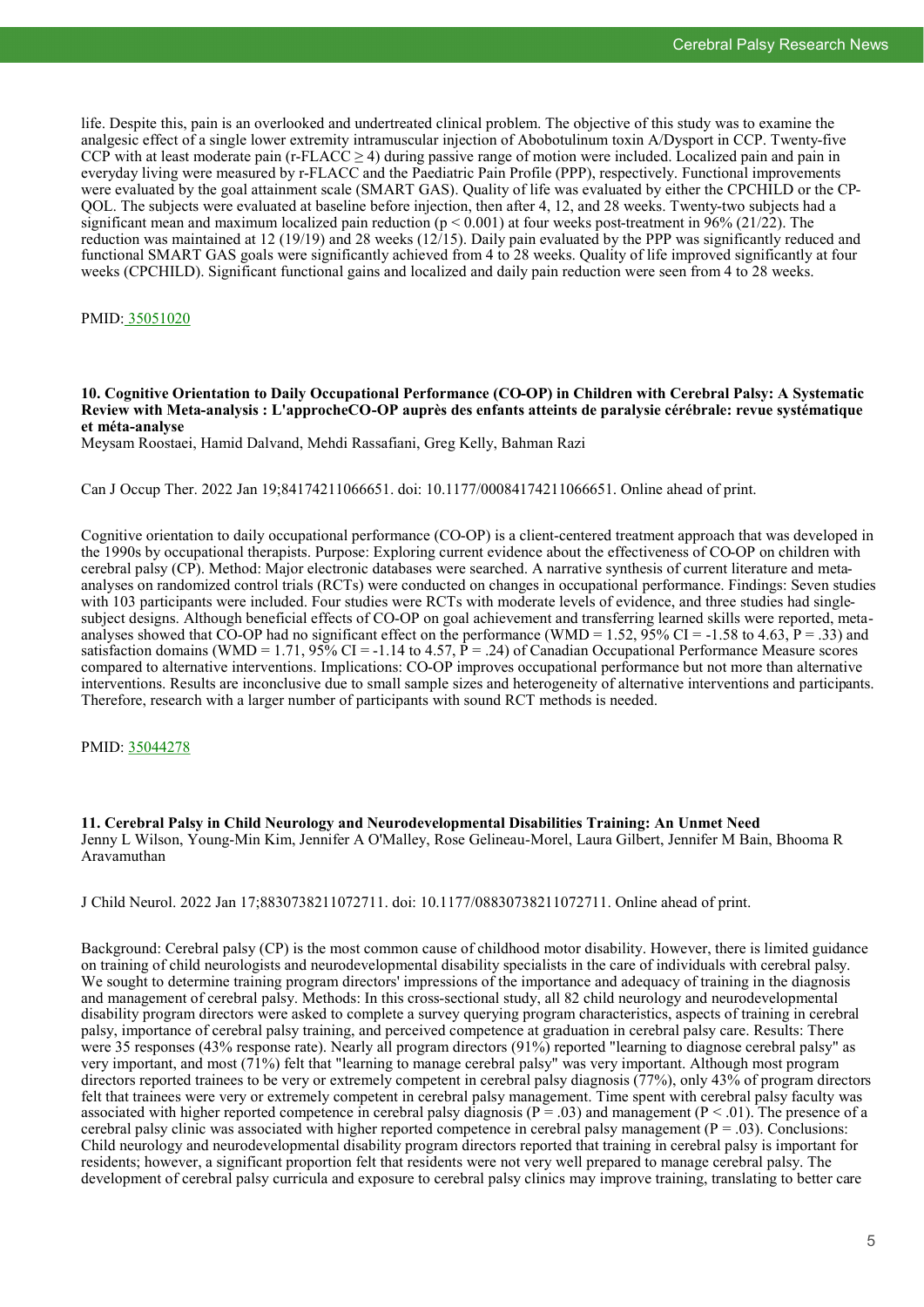life. Despite this, pain is an overlooked and undertreated clinical problem. The objective of this study was to examine the analgesic effect of a single lower extremity intramuscular injection of Abobotulinum toxin A/Dysport in CCP. Twenty-five CCP with at least moderate pain (r-FLACC ≥ 4) during passive range of motion were included. Localized pain and pain in everyday living were measured by r-FLACC and the Paediatric Pain Profile (PPP), respectively. Functional improvements were evaluated by the goal attainment scale (SMART GAS). Quality of life was evaluated by either the CPCHILD or the CP-QOL. The subjects were evaluated at baseline before injection, then after 4, 12, and 28 weeks. Twenty-two subjects had a significant mean and maximum localized pain reduction ($p < 0.001$) at four weeks post-treatment in 96% (21/22). The reduction was maintained at 12 (19/19) and 28 weeks (12/15). Daily pain evaluated by the PPP was significantly reduced and functional SMART GAS goals were significantly achieved from 4 to 28 weeks. Quality of life improved significantly at four weeks (CPCHILD). Significant functional gains and localized and daily pain reduction were seen from 4 to 28 weeks.

PMID: 35051020

**10. Cognitive Orientation to Daily Occupational Performance (CO-OP) in Children with Cerebral Palsy: A Systematic Review with Meta-analysis : L'approcheCO-OP auprès des enfants atteints de paralysie cérébrale: revue systématique et méta-analyse**
Meysam Roostaei, Hamid Dalvand, Mehdi Rassafiani, Greg Kelly, Bahman Razi

Can J Occup Ther. 2022 Jan 19;84174211066651. doi: 10.1177/00084174211066651. Online ahead of print.

Cognitive orientation to daily occupational performance (CO-OP) is a client-centered treatment approach that was developed in the 1990s by occupational therapists. Purpose: Exploring current evidence about the effectiveness of CO-OP on children with cerebral palsy (CP). Method: Major electronic databases were searched. A narrative synthesis of current literature and meta-analyses on randomized control trials (RCTs) were conducted on changes in occupational performance. Findings: Seven studies with 103 participants were included. Four studies were RCTs with moderate levels of evidence, and three studies had single-subject designs. Although beneficial effects of CO-OP on goal achievement and transferring learned skills were reported, meta-analyses showed that CO-OP had no significant effect on the performance (WMD = 1.52, 95% CI = -1.58 to 4.63, $P = .33$) and satisfaction domains (WMD = 1.71, 95% CI = -1.14 to 4.57, $P = .24$) of Canadian Occupational Performance Measure scores compared to alternative interventions. Implications: CO-OP improves occupational performance but not more than alternative interventions. Results are inconclusive due to small sample sizes and heterogeneity of alternative interventions and participants. Therefore, research with a larger number of participants with sound RCT methods is needed.

PMID: 35044278

**11. Cerebral Palsy in Child Neurology and Neurodevelopmental Disabilities Training: An Unmet Need**
Jenny L Wilson, Young-Min Kim, Jennifer A O'Malley, Rose Gelineau-Morel, Laura Gilbert, Jennifer M Bain, Bhooma R Aravamuthan

J Child Neurol. 2022 Jan 17;8830738211072711. doi: 10.1177/08830738211072711. Online ahead of print.

Background: Cerebral palsy (CP) is the most common cause of childhood motor disability. However, there is limited guidance on training of child neurologists and neurodevelopmental disability specialists in the care of individuals with cerebral palsy. We sought to determine training program directors' impressions of the importance and adequacy of training in the diagnosis and management of cerebral palsy. Methods: In this cross-sectional study, all 82 child neurology and neurodevelopmental disability program directors were asked to complete a survey querying program characteristics, aspects of training in cerebral palsy, importance of cerebral palsy training, and perceived competence at graduation in cerebral palsy care. Results: There were 35 responses (43% response rate). Nearly all program directors (91%) reported "learning to diagnose cerebral palsy" as very important, and most (71%) felt that "learning to manage cerebral palsy" was very important. Although most program directors reported trainees to be very or extremely competent in cerebral palsy diagnosis (77%), only 43% of program directors felt that trainees were very or extremely competent in cerebral palsy management. Time spent with cerebral palsy faculty was associated with higher reported competence in cerebral palsy diagnosis ($P = .03$) and management ($P < .01$). The presence of a cerebral palsy clinic was associated with higher reported competence in cerebral palsy management ($P = .03$). Conclusions: Child neurology and neurodevelopmental disability program directors reported that training in cerebral palsy is important for residents; however, a significant proportion felt that residents were not very well prepared to manage cerebral palsy. The development of cerebral palsy curricula and exposure to cerebral palsy clinics may improve training, translating to better care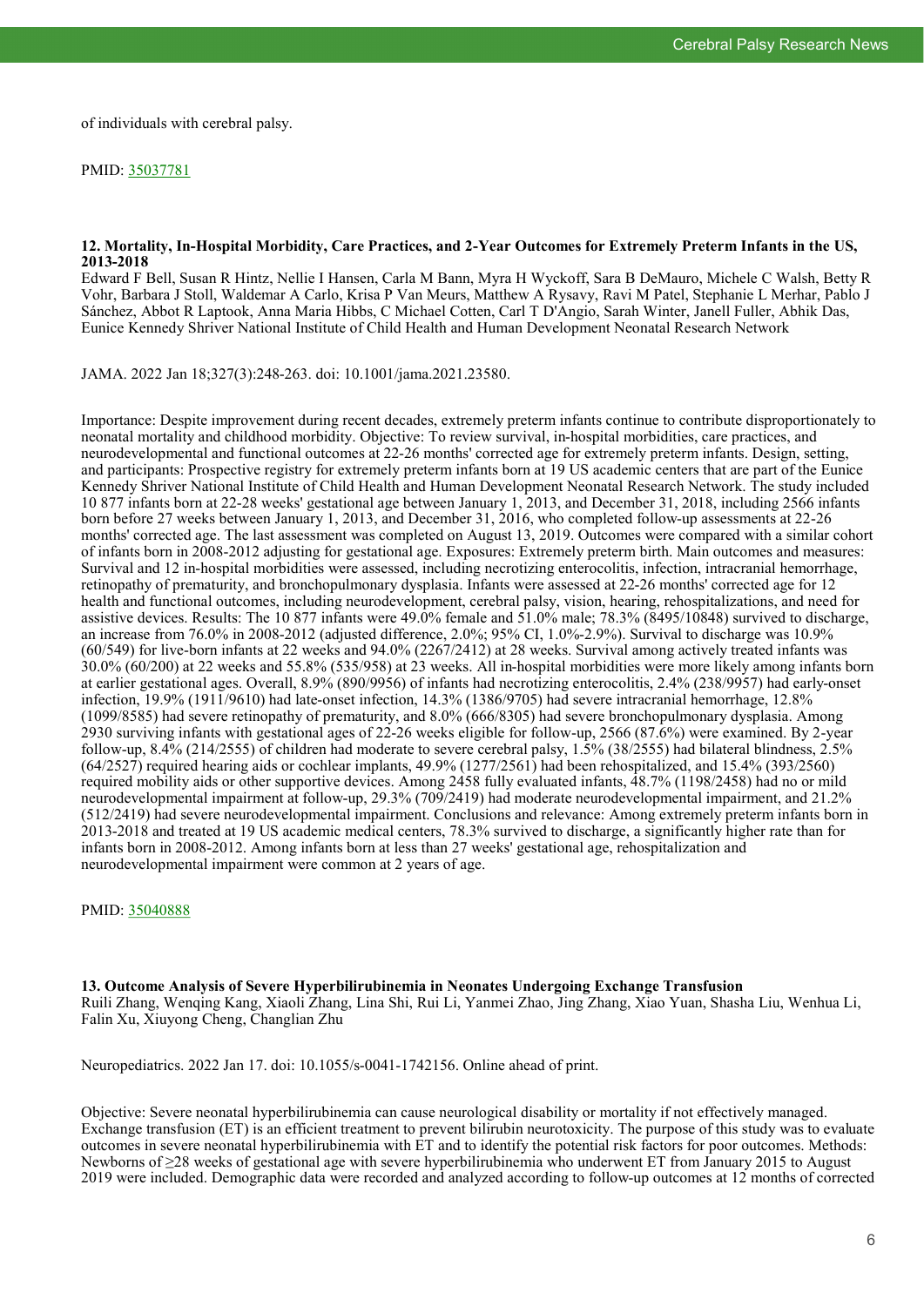of individuals with cerebral palsy.

PMID: [35037781](https://pubmed.ncbi.nlm.nih.gov/35037781)

### 12. Mortality, In-Hospital Morbidity, Care Practices, and 2-Year Outcomes for Extremely Preterm Infants in the US, 2013-2018

Edward F Bell, Susan R Hintz, Nellie I Hansen, Carla M Bann, Myra H Wyckoff, Sara B DeMauro, Michele C Walsh, Betty R Vohr, Barbara J Stoll, Waldemar A Carlo, Krisa P Van Meurs, Matthew A Rysavy, Ravi M Patel, Stephanie L Merhar, Pablo J Sánchez, Abbot R Laptook, Anna Maria Hibbs, C Michael Cotten, Carl T D'Angio, Sarah Winter, Janell Fuller, Abhik Das, Eunice Kennedy Shriver National Institute of Child Health and Human Development Neonatal Research Network

JAMA. 2022 Jan 18;327(3):248-263. doi: 10.1001/jama.2021.23580.

Importance: Despite improvement during recent decades, extremely preterm infants continue to contribute disproportionately to neonatal mortality and childhood morbidity. Objective: To review survival, in-hospital morbidities, care practices, and neurodevelopmental and functional outcomes at 22-26 months' corrected age for extremely preterm infants. Design, setting, and participants: Prospective registry for extremely preterm infants born at 19 US academic centers that are part of the Eunice Kennedy Shriver National Institute of Child Health and Human Development Neonatal Research Network. The study included 10 877 infants born at 22-28 weeks' gestational age between January 1, 2013, and December 31, 2018, including 2566 infants born before 27 weeks between January 1, 2013, and December 31, 2016, who completed follow-up assessments at 22-26 months' corrected age. The last assessment was completed on August 13, 2019. Outcomes were compared with a similar cohort of infants born in 2008-2012 adjusting for gestational age. Exposures: Extremely preterm birth. Main outcomes and measures: Survival and 12 in-hospital morbidities were assessed, including necrotizing enterocolitis, infection, intracranial hemorrhage, retinopathy of prematurity, and bronchopulmonary dysplasia. Infants were assessed at 22-26 months' corrected age for 12 health and functional outcomes, including neurodevelopment, cerebral palsy, vision, hearing, rehospitalizations, and need for assistive devices. Results: The 10 877 infants were 49.0% female and 51.0% male; 78.3% (8495/10848) survived to discharge, an increase from 76.0% in 2008-2012 (adjusted difference, 2.0%; 95% CI, 1.0%-2.9%). Survival to discharge was 10.9% (60/549) for live-born infants at 22 weeks and 94.0% (2267/2412) at 28 weeks. Survival among actively treated infants was 30.0% (60/200) at 22 weeks and 55.8% (535/958) at 23 weeks. All in-hospital morbidities were more likely among infants born at earlier gestational ages. Overall, 8.9% (890/9956) of infants had necrotizing enterocolitis, 2.4% (238/9957) had early-onset infection, 19.9% (1911/9610) had late-onset infection, 14.3% (1386/9705) had severe intracranial hemorrhage, 12.8% (1099/8585) had severe retinopathy of prematurity, and 8.0% (666/8305) had severe bronchopulmonary dysplasia. Among 2930 surviving infants with gestational ages of 22-26 weeks eligible for follow-up, 2566 (87.6%) were examined. By 2-year follow-up, 8.4% (214/2555) of children had moderate to severe cerebral palsy, 1.5% (38/2555) had bilateral blindness, 2.5% (64/2527) required hearing aids or cochlear implants, 49.9% (1277/2561) had been rehospitalized, and 15.4% (393/2560) required mobility aids or other supportive devices. Among 2458 fully evaluated infants, 48.7% (1198/2458) had no or mild neurodevelopmental impairment at follow-up, 29.3% (709/2419) had moderate neurodevelopmental impairment, and 21.2% (512/2419) had severe neurodevelopmental impairment. Conclusions and relevance: Among extremely preterm infants born in 2013-2018 and treated at 19 US academic medical centers, 78.3% survived to discharge, a significantly higher rate than for infants born in 2008-2012. Among infants born at less than 27 weeks' gestational age, rehospitalization and neurodevelopmental impairment were common at 2 years of age.

PMID: [35040888](https://pubmed.ncbi.nlm.nih.gov/35040888)

### 13. Outcome Analysis of Severe Hyperbilirubinemia in Neonates Undergoing Exchange Transfusion

Ruili Zhang, Wenqing Kang, Xiaoli Zhang, Lina Shi, Rui Li, Yanmei Zhao, Jing Zhang, Xiao Yuan, Shasha Liu, Wenhua Li, Falin Xu, Xiuyong Cheng, Changlian Zhu

Neuropediatrics. 2022 Jan 17. doi: 10.1055/s-0041-1742156. Online ahead of print.

Objective: Severe neonatal hyperbilirubinemia can cause neurological disability or mortality if not effectively managed. Exchange transfusion (ET) is an efficient treatment to prevent bilirubin neurotoxicity. The purpose of this study was to evaluate outcomes in severe neonatal hyperbilirubinemia with ET and to identify the potential risk factors for poor outcomes. Methods: Newborns of ≥28 weeks of gestational age with severe hyperbilirubinemia who underwent ET from January 2015 to August 2019 were included. Demographic data were recorded and analyzed according to follow-up outcomes at 12 months of corrected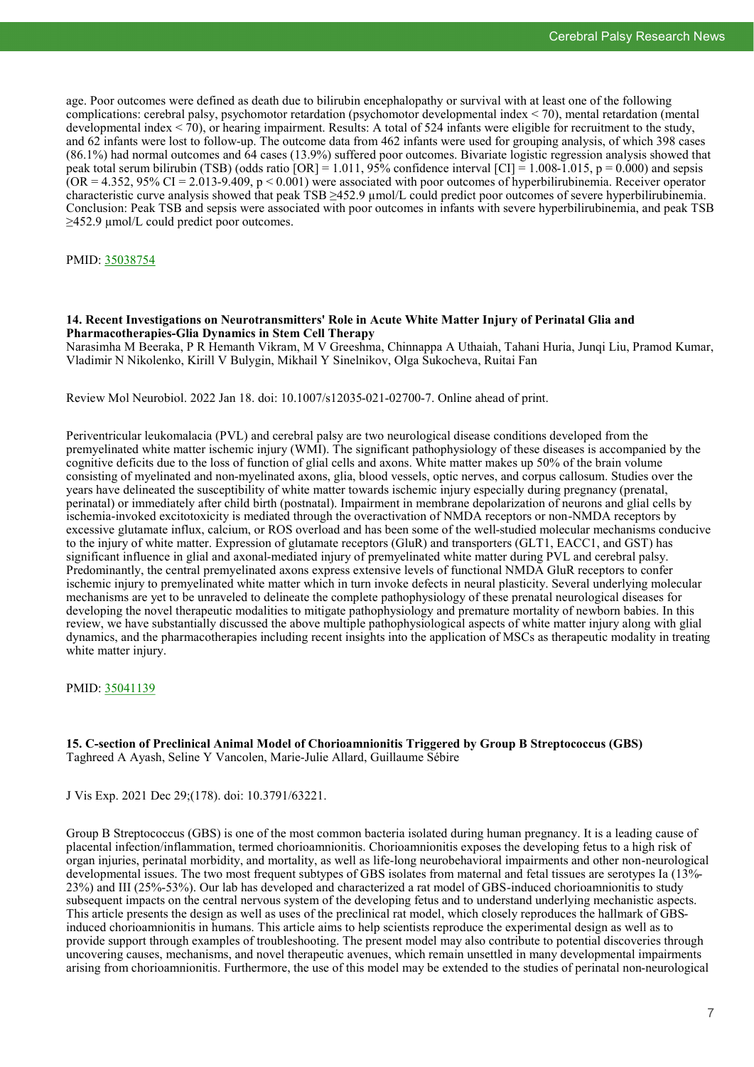age. Poor outcomes were defined as death due to bilirubin encephalopathy or survival with at least one of the following complications: cerebral palsy, psychomotor retardation (psychomotor developmental index < 70), mental retardation (mental developmental index < 70), or hearing impairment. Results: A total of 524 infants were eligible for recruitment to the study, and 62 infants were lost to follow-up. The outcome data from 462 infants were used for grouping analysis, of which 398 cases (86.1%) had normal outcomes and 64 cases (13.9%) suffered poor outcomes. Bivariate logistic regression analysis showed that peak total serum bilirubin (TSB) (odds ratio [OR] = 1.011, 95% confidence interval [CI] = 1.008-1.015, p = 0.000) and sepsis (OR = 4.352, 95% CI = 2.013-9.409, p < 0.001) were associated with poor outcomes of hyperbilirubinemia. Receiver operator characteristic curve analysis showed that peak TSB ≥452.9 µmol/L could predict poor outcomes of severe hyperbilirubinemia. Conclusion: Peak TSB and sepsis were associated with poor outcomes in infants with severe hyperbilirubinemia, and peak TSB ≥452.9 µmol/L could predict poor outcomes.

PMID: 35038754

### 14. Recent Investigations on Neurotransmitters' Role in Acute White Matter Injury of Perinatal Glia and Pharmacotherapies-Glia Dynamics in Stem Cell Therapy

Narasimha M Beeraka, P R Hemanth Vikram, M V Greeshma, Chinnappa A Uthaiah, Tahani Huria, Junqi Liu, Pramod Kumar, Vladimir N Nikolenko, Kirill V Bulygin, Mikhail Y Sinelnikov, Olga Sukocheva, Ruitai Fan

Review Mol Neurobiol. 2022 Jan 18. doi: 10.1007/s12035-021-02700-7. Online ahead of print.

Periventricular leukomalacia (PVL) and cerebral palsy are two neurological disease conditions developed from the premyelinated white matter ischemic injury (WMI). The significant pathophysiology of these diseases is accompanied by the cognitive deficits due to the loss of function of glial cells and axons. White matter makes up 50% of the brain volume consisting of myelinated and non-myelinated axons, glia, blood vessels, optic nerves, and corpus callosum. Studies over the years have delineated the susceptibility of white matter towards ischemic injury especially during pregnancy (prenatal, perinatal) or immediately after child birth (postnatal). Impairment in membrane depolarization of neurons and glial cells by ischemia-invoked excitotoxicity is mediated through the overactivation of NMDA receptors or non-NMDA receptors by excessive glutamate influx, calcium, or ROS overload and has been some of the well-studied molecular mechanisms conducive to the injury of white matter. Expression of glutamate receptors (GluR) and transporters (GLT1, EACC1, and GST) has significant influence in glial and axonal-mediated injury of premyelinated white matter during PVL and cerebral palsy. Predominantly, the central premyelinated axons express extensive levels of functional NMDA GluR receptors to confer ischemic injury to premyelinated white matter which in turn invoke defects in neural plasticity. Several underlying molecular mechanisms are yet to be unraveled to delineate the complete pathophysiology of these prenatal neurological diseases for developing the novel therapeutic modalities to mitigate pathophysiology and premature mortality of newborn babies. In this review, we have substantially discussed the above multiple pathophysiological aspects of white matter injury along with glial dynamics, and the pharmacotherapies including recent insights into the application of MSCs as therapeutic modality in treating white matter injury.

PMID: 35041139

### 15. C-section of Preclinical Animal Model of Chorioamnionitis Triggered by Group B Streptococcus (GBS)

Taghreed A Ayash, Seline Y Vancolen, Marie-Julie Allard, Guillaume Sébire

J Vis Exp. 2021 Dec 29;(178). doi: 10.3791/63221.

Group B Streptococcus (GBS) is one of the most common bacteria isolated during human pregnancy. It is a leading cause of placental infection/inflammation, termed chorioamnionitis. Chorioamnionitis exposes the developing fetus to a high risk of organ injuries, perinatal morbidity, and mortality, as well as life-long neurobehavioral impairments and other non-neurological developmental issues. The two most frequent subtypes of GBS isolates from maternal and fetal tissues are serotypes Ia (13%-23%) and III (25%-53%). Our lab has developed and characterized a rat model of GBS-induced chorioamnionitis to study subsequent impacts on the central nervous system of the developing fetus and to understand underlying mechanistic aspects. This article presents the design as well as uses of the preclinical rat model, which closely reproduces the hallmark of GBS-induced chorioamnionitis in humans. This article aims to help scientists reproduce the experimental design as well as to provide support through examples of troubleshooting. The present model may also contribute to potential discoveries through uncovering causes, mechanisms, and novel therapeutic avenues, which remain unsettled in many developmental impairments arising from chorioamnionitis. Furthermore, the use of this model may be extended to the studies of perinatal non-neurological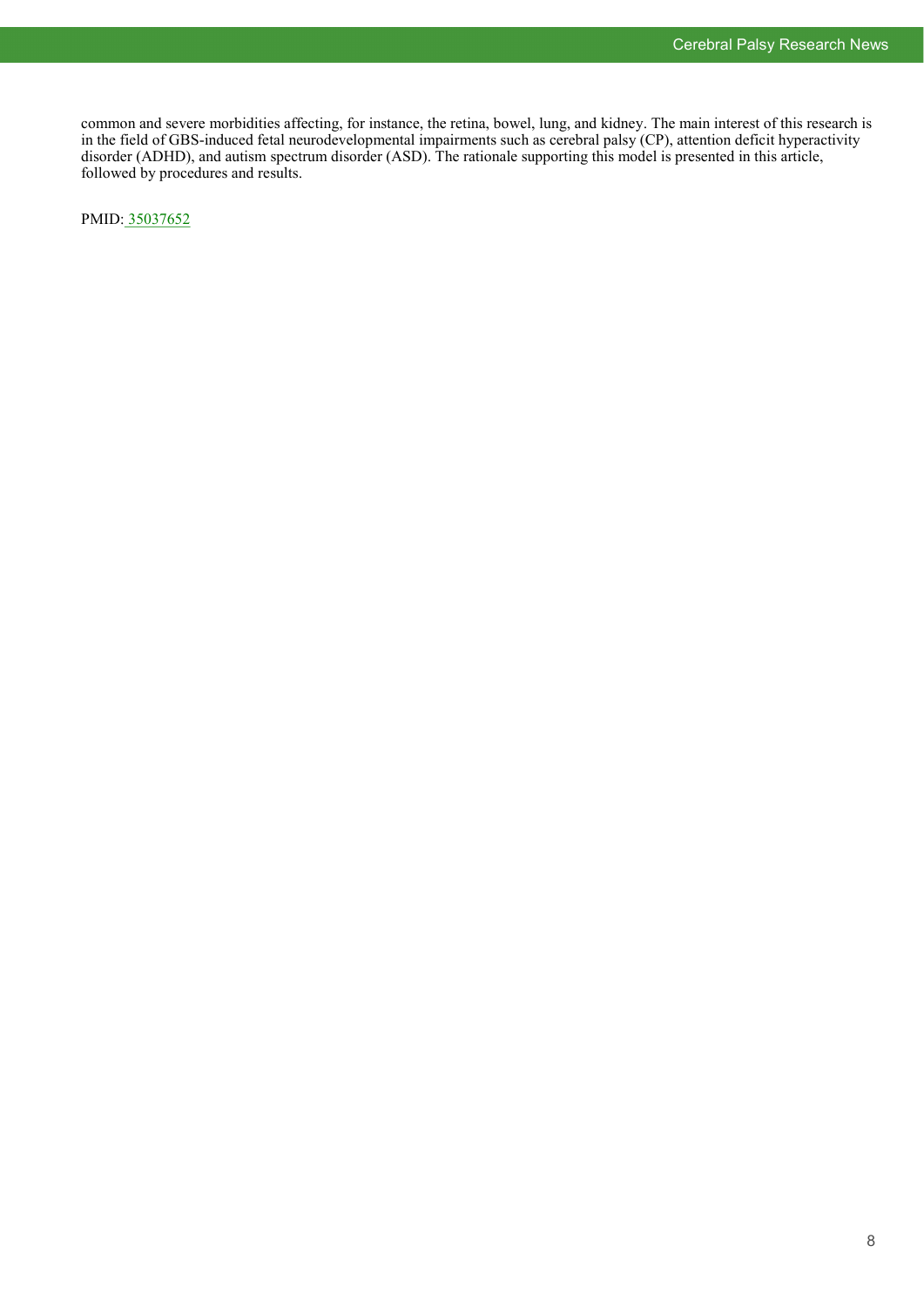common and severe morbidities affecting, for instance, the retina, bowel, lung, and kidney. The main interest of this research is in the field of GBS-induced fetal neurodevelopmental impairments such as cerebral palsy (CP), attention deficit hyperactivity disorder (ADHD), and autism spectrum disorder (ASD). The rationale supporting this model is presented in this article, followed by procedures and results.

PMID: 35037652